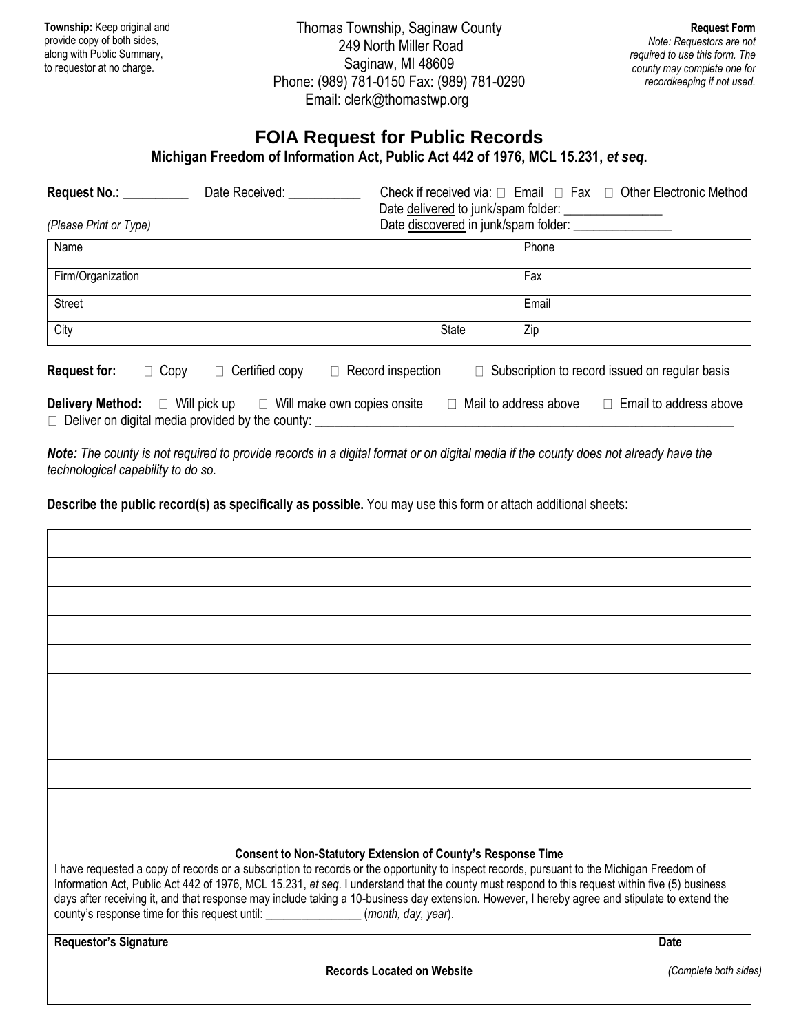**Township:** Keep original and provide copy of both sides, along with Public Summary, to requestor at no charge.

Thomas Township, Saginaw County
249 North Miller Road
Saginaw, MI 48609
Phone: (989) 781-0150 Fax: (989) 781-0290
Email: clerk@thomastwp.org

**Request Form**
*Note: Requestors are not required to use this form. The county may complete one for recordkeeping if not used.*

# FOIA Request for Public Records

**Michigan Freedom of Information Act, Public Act 442 of 1976, MCL 15.231, *et seq*.**

**Request No.:** __________ Date Received: ___________ Check if received via: □ Email □ Fax □ Other Electronic Method
Date delivered to junk/spam folder: _______________
Date discovered in junk/spam folder: _______________

*(Please Print or Type)*

| Name | | Phone |
|---|---|---|
| Firm/Organization | | Fax |
| Street | | Email |
| City | State | Zip |

**Request for:** □ Copy □ Certified copy □ Record inspection □ Subscription to record issued on regular basis

**Delivery Method:** □ Will pick up □ Will make own copies onsite □ Mail to address above □ Email to address above
□ Deliver on digital media provided by the county: ____________________________________________________________

***Note:*** *The county is not required to provide records in a digital format or on digital media if the county does not already have the technological capability to do so.*

**Describe the public record(s) as specifically as possible.** You may use this form or attach additional sheets**:**

|   |
|---|
|   |
|   |
|   |
|   |
|   |
|   |
|   |
|   |
|   |
|   |

**Consent to Non-Statutory Extension of County's Response Time**

I have requested a copy of records or a subscription to records or the opportunity to inspect records, pursuant to the Michigan Freedom of Information Act, Public Act 442 of 1976, MCL 15.231, *et seq*. I understand that the county must respond to this request within five (5) business days after receiving it, and that response may include taking a 10-business day extension. However, I hereby agree and stipulate to extend the county's response time for this request until: _______________ (*month, day, year*).

| **Requestor's Signature** | **Date** |
|---|---|

**Records Located on Website**

*(Complete both sides)*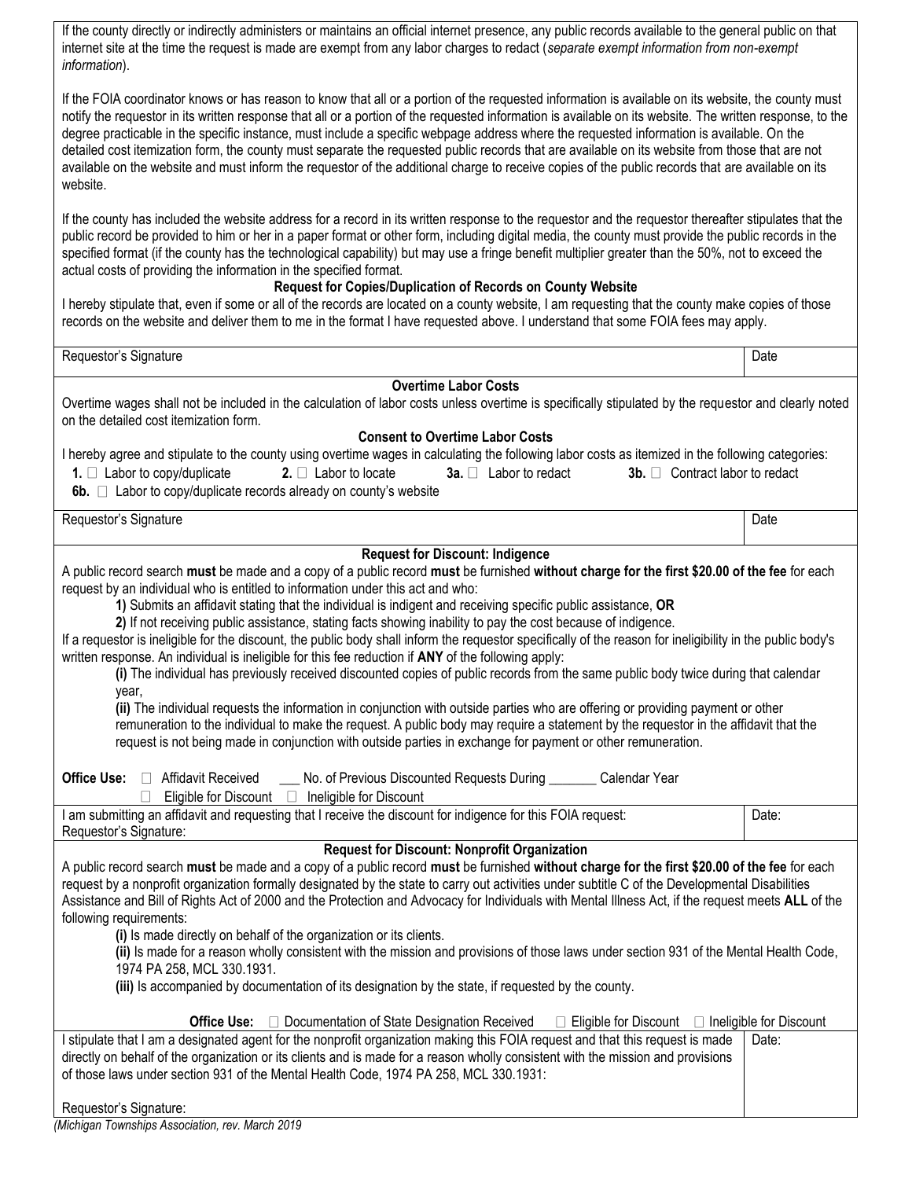If the county directly or indirectly administers or maintains an official internet presence, any public records available to the general public on that internet site at the time the request is made are exempt from any labor charges to redact (*separate exempt information from non-exempt information*).

If the FOIA coordinator knows or has reason to know that all or a portion of the requested information is available on its website, the county must notify the requestor in its written response that all or a portion of the requested information is available on its website. The written response, to the degree practicable in the specific instance, must include a specific webpage address where the requested information is available. On the detailed cost itemization form, the county must separate the requested public records that are available on its website from those that are not available on the website and must inform the requestor of the additional charge to receive copies of the public records that are available on its website.

If the county has included the website address for a record in its written response to the requestor and the requestor thereafter stipulates that the public record be provided to him or her in a paper format or other form, including digital media, the county must provide the public records in the specified format (if the county has the technological capability) but may use a fringe benefit multiplier greater than the 50%, not to exceed the actual costs of providing the information in the specified format.

**Request for Copies/Duplication of Records on County Website**

I hereby stipulate that, even if some or all of the records are located on a county website, I am requesting that the county make copies of those records on the website and deliver them to me in the format I have requested above. I understand that some FOIA fees may apply.

| Requestor's Signature | Date |
|---|---|

**Overtime Labor Costs**

Overtime wages shall not be included in the calculation of labor costs unless overtime is specifically stipulated by the requestor and clearly noted on the detailed cost itemization form.

**Consent to Overtime Labor Costs**

I hereby agree and stipulate to the county using overtime wages in calculating the following labor costs as itemized in the following categories:

**1.** ☐ Labor to copy/duplicate **2.** ☐ Labor to locate **3a.** ☐ Labor to redact **3b.** ☐ Contract labor to redact
**6b.** ☐ Labor to copy/duplicate records already on county's website

| Requestor's Signature | Date |
|---|---|

**Request for Discount: Indigence**

A public record search **must** be made and a copy of a public record **must** be furnished **without charge for the first $20.00 of the fee** for each request by an individual who is entitled to information under this act and who:

**1)** Submits an affidavit stating that the individual is indigent and receiving specific public assistance, **OR**

**2)** If not receiving public assistance, stating facts showing inability to pay the cost because of indigence.

If a requestor is ineligible for the discount, the public body shall inform the requestor specifically of the reason for ineligibility in the public body's written response. An individual is ineligible for this fee reduction if **ANY** of the following apply:

**(i)** The individual has previously received discounted copies of public records from the same public body twice during that calendar year,

**(ii)** The individual requests the information in conjunction with outside parties who are offering or providing payment or other remuneration to the individual to make the request. A public body may require a statement by the requestor in the affidavit that the request is not being made in conjunction with outside parties in exchange for payment or other remuneration.

**Office Use:** ☐ Affidavit Received \_\_\_ No. of Previous Discounted Requests During \_\_\_\_\_\_\_ Calendar Year
☐ Eligible for Discount ☐ Ineligible for Discount

| I am submitting an affidavit and requesting that I receive the discount for indigence for this FOIA request:<br>Requestor's Signature: | Date: |
|---|---|

**Request for Discount: Nonprofit Organization**

A public record search **must** be made and a copy of a public record **must** be furnished **without charge for the first $20.00 of the fee** for each request by a nonprofit organization formally designated by the state to carry out activities under subtitle C of the Developmental Disabilities Assistance and Bill of Rights Act of 2000 and the Protection and Advocacy for Individuals with Mental Illness Act, if the request meets **ALL** of the following requirements:

**(i)** Is made directly on behalf of the organization or its clients.

**(ii)** Is made for a reason wholly consistent with the mission and provisions of those laws under section 931 of the Mental Health Code, 1974 PA 258, MCL 330.1931.

**(iii)** Is accompanied by documentation of its designation by the state, if requested by the county.

**Office Use:** ☐ Documentation of State Designation Received ☐ Eligible for Discount ☐ Ineligible for Discount

| I stipulate that I am a designated agent for the nonprofit organization making this FOIA request and that this request is made directly on behalf of the organization or its clients and is made for a reason wholly consistent with the mission and provisions of those laws under section 931 of the Mental Health Code, 1974 PA 258, MCL 330.1931:<br><br>Requestor's Signature: | Date: |
|---|---|

*(Michigan Townships Association, rev. March 2019)*